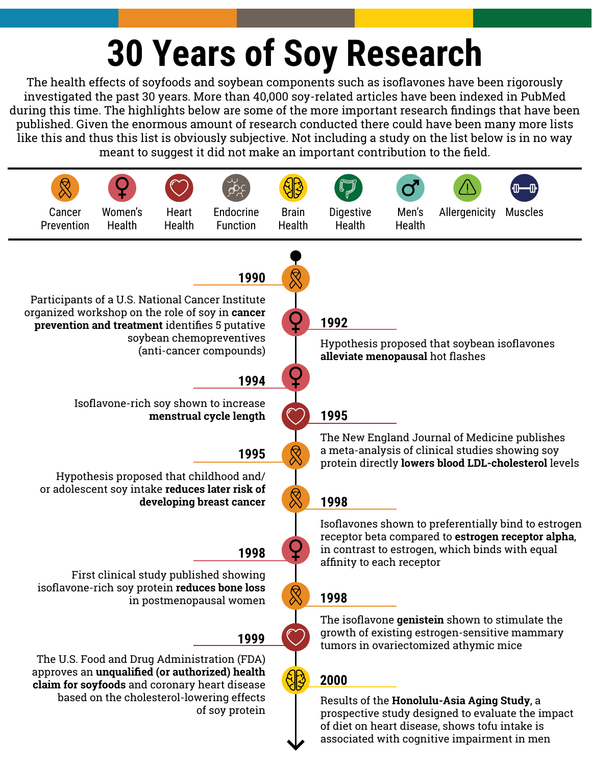# 30 Years of Soy Research

The health effects of soyfoods and soybean components such as isoflavones have been rigorously investigated the past 30 years. More than 40,000 soy-related articles have been indexed in PubMed during this time. The highlights below are some of the more important research findings that have been published. Given the enormous amount of research conducted there could have been many more lists like this and thus this list is obviously subjective. Not including a study on the list below is in no way meant to suggest it did not make an important contribution to the field.

Cancer Prevention | Women's Health | Heart Health | Endocrine Function | Brain Health | Digestive Health | Men's Health | Allergenicity | Muscles

---

**1990**

Participants of a U.S. National Cancer Institute organized workshop on the role of soy in **cancer prevention and treatment** identifies 5 putative soybean chemopreventives (anti-cancer compounds)

**1992**

Hypothesis proposed that soybean isoflavones **alleviate menopausal** hot flashes

**1994**

Isoflavone-rich soy shown to increase **menstrual cycle length**

**1995**

The New England Journal of Medicine publishes a meta-analysis of clinical studies showing soy protein directly **lowers blood LDL-cholesterol** levels

**1995**

Hypothesis proposed that childhood and/or adolescent soy intake **reduces later risk of developing breast cancer**

**1998**

Isoflavones shown to preferentially bind to estrogen receptor beta compared to **estrogen receptor alpha**, in contrast to estrogen, which binds with equal affinity to each receptor

**1998**

First clinical study published showing isoflavone-rich soy protein **reduces bone loss** in postmenopausal women

**1998**

The isoflavone **genistein** shown to stimulate the growth of existing estrogen-sensitive mammary tumors in ovariectomized athymic mice

**1999**

The U.S. Food and Drug Administration (FDA) approves an **unqualified (or authorized) health claim for soyfoods** and coronary heart disease based on the cholesterol-lowering effects of soy protein

**2000**

Results of the **Honolulu-Asia Aging Study**, a prospective study designed to evaluate the impact of diet on heart disease, shows tofu intake is associated with cognitive impairment in men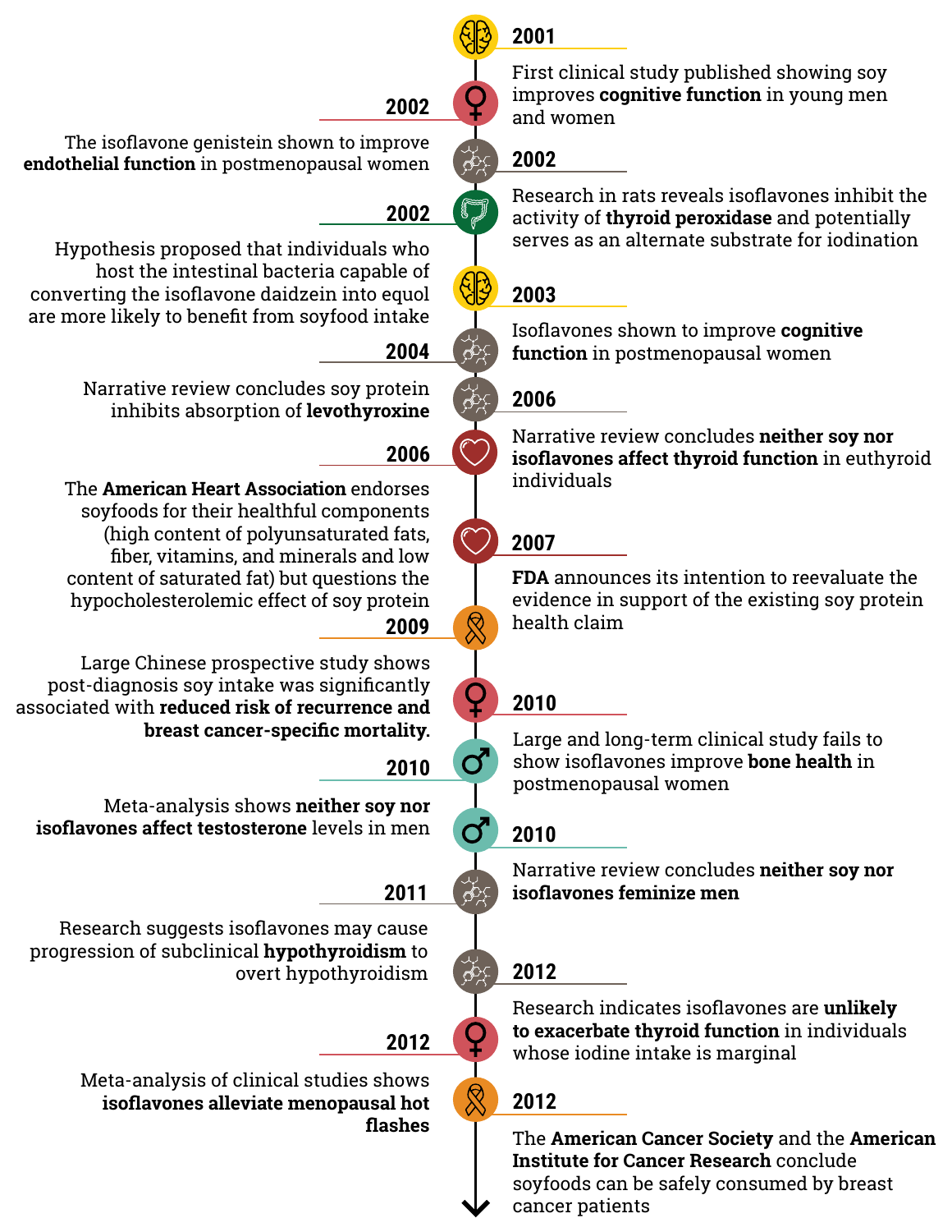**2001**

First clinical study published showing soy improves **cognitive function** in young men and women

**2002**

The isoflavone genistein shown to improve **endothelial function** in postmenopausal women

**2002**

Research in rats reveals isoflavones inhibit the activity of **thyroid peroxidase** and potentially serves as an alternate substrate for iodination

**2002**

Hypothesis proposed that individuals who host the intestinal bacteria capable of converting the isoflavone daidzein into equol are more likely to benefit from soyfood intake

**2003**

Isoflavones shown to improve **cognitive function** in postmenopausal women

**2004**

Narrative review concludes soy protein inhibits absorption of **levothyroxine**

**2006**

Narrative review concludes **neither soy nor isoflavones affect thyroid function** in euthyroid individuals

**2006**

The **American Heart Association** endorses soyfoods for their healthful components (high content of polyunsaturated fats, fiber, vitamins, and minerals and low content of saturated fat) but questions the hypocholesterolemic effect of soy protein

**2007**

**FDA** announces its intention to reevaluate the evidence in support of the existing soy protein health claim

**2009**

Large Chinese prospective study shows post-diagnosis soy intake was significantly associated with **reduced risk of recurrence and breast cancer-specific mortality.**

**2010**

Large and long-term clinical study fails to show isoflavones improve **bone health** in postmenopausal women

**2010**

Meta-analysis shows **neither soy nor isoflavones affect testosterone** levels in men

**2010**

Narrative review concludes **neither soy nor isoflavones feminize men**

**2011**

Research suggests isoflavones may cause progression of subclinical **hypothyroidism** to overt hypothyroidism

**2012**

Research indicates isoflavones are **unlikely to exacerbate thyroid function** in individuals whose iodine intake is marginal

**2012**

Meta-analysis of clinical studies shows **isoflavones alleviate menopausal hot flashes**

**2012**

The **American Cancer Society** and the **American Institute for Cancer Research** conclude soyfoods can be safely consumed by breast cancer patients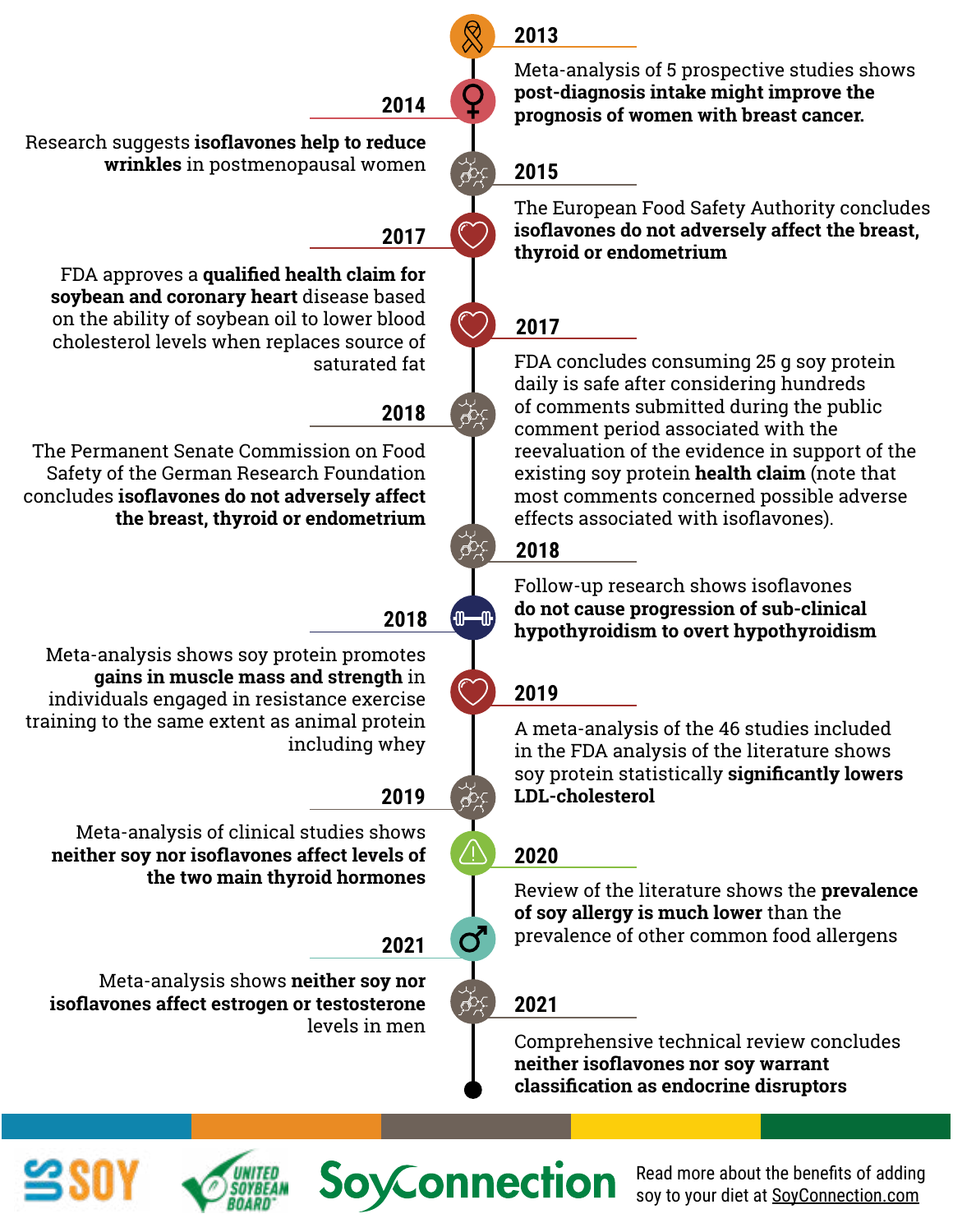## 2013

Meta-analysis of 5 prospective studies shows **post-diagnosis intake might improve the prognosis of women with breast cancer.**

## 2014

Research suggests **isoflavones help to reduce wrinkles** in postmenopausal women

## 2015

The European Food Safety Authority concludes **isoflavones do not adversely affect the breast, thyroid or endometrium**

## 2017

FDA approves a **qualified health claim for soybean and coronary heart** disease based on the ability of soybean oil to lower blood cholesterol levels when replaces source of saturated fat

## 2017

FDA concludes consuming 25 g soy protein daily is safe after considering hundreds of comments submitted during the public comment period associated with the reevaluation of the evidence in support of the existing soy protein **health claim** (note that most comments concerned possible adverse effects associated with isoflavones).

## 2018

The Permanent Senate Commission on Food Safety of the German Research Foundation concludes **isoflavones do not adversely affect the breast, thyroid or endometrium**

## 2018

Follow-up research shows isoflavones **do not cause progression of sub-clinical hypothyroidism to overt hypothyroidism**

## 2018

Meta-analysis shows soy protein promotes **gains in muscle mass and strength** in individuals engaged in resistance exercise training to the same extent as animal protein including whey

## 2019

A meta-analysis of the 46 studies included in the FDA analysis of the literature shows soy protein statistically **significantly lowers LDL-cholesterol**

## 2019

Meta-analysis of clinical studies shows **neither soy nor isoflavones affect levels of the two main thyroid hormones**

## 2020

Review of the literature shows the **prevalence of soy allergy is much lower** than the prevalence of other common food allergens

## 2021

Meta-analysis shows **neither soy nor isoflavones affect estrogen or testosterone** levels in men

## 2021

Comprehensive technical review concludes **neither isoflavones nor soy warrant classification as endocrine disruptors**

US SOY | UNITED SOYBEAN BOARD | SoyConnection

Read more about the benefits of adding soy to your diet at SoyConnection.com